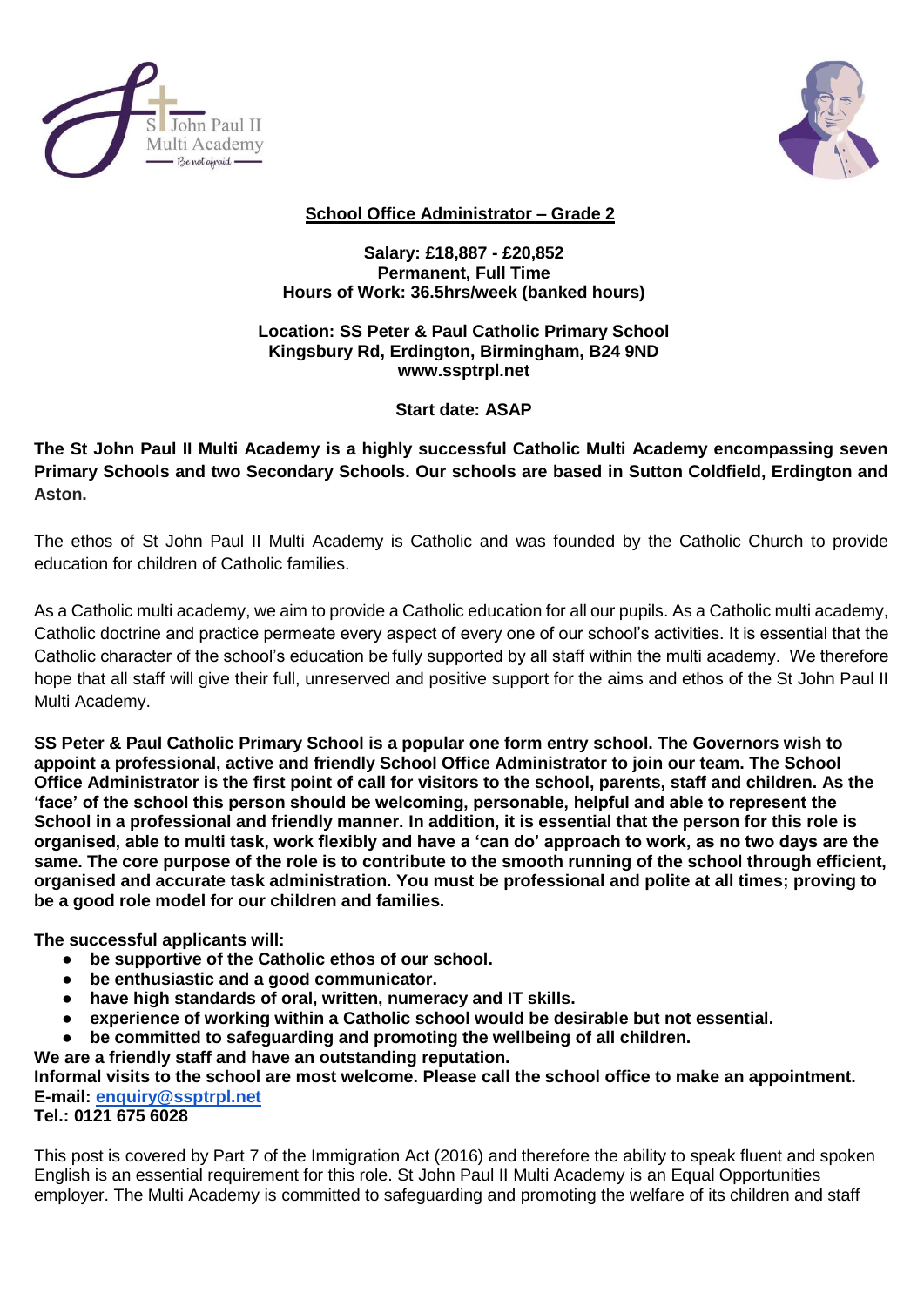## School Office Administrator – Grade 2

**Salary: £18,887 - £20,852**
**Permanent, Full Time**
**Hours of Work: 36.5hrs/week (banked hours)**

**Location: SS Peter & Paul Catholic Primary School**
**Kingsbury Rd, Erdington, Birmingham, B24 9ND**
**www.ssptrpl.net**

**Start date: ASAP**

**The St John Paul II Multi Academy is a highly successful Catholic Multi Academy encompassing seven Primary Schools and two Secondary Schools. Our schools are based in Sutton Coldfield, Erdington and Aston.**

The ethos of St John Paul II Multi Academy is Catholic and was founded by the Catholic Church to provide education for children of Catholic families.

As a Catholic multi academy, we aim to provide a Catholic education for all our pupils. As a Catholic multi academy, Catholic doctrine and practice permeate every aspect of every one of our school's activities. It is essential that the Catholic character of the school's education be fully supported by all staff within the multi academy. We therefore hope that all staff will give their full, unreserved and positive support for the aims and ethos of the St John Paul II Multi Academy.

**SS Peter & Paul Catholic Primary School is a popular one form entry school. The Governors wish to appoint a professional, active and friendly School Office Administrator to join our team. The School Office Administrator is the first point of call for visitors to the school, parents, staff and children. As the 'face' of the school this person should be welcoming, personable, helpful and able to represent the School in a professional and friendly manner. In addition, it is essential that the person for this role is organised, able to multi task, work flexibly and have a 'can do' approach to work, as no two days are the same. The core purpose of the role is to contribute to the smooth running of the school through efficient, organised and accurate task administration. You must be professional and polite at all times; proving to be a good role model for our children and families.**

**The successful applicants will:**

- **be supportive of the Catholic ethos of our school.**
- **be enthusiastic and a good communicator.**
- **have high standards of oral, written, numeracy and IT skills.**
- **experience of working within a Catholic school would be desirable but not essential.**
- **be committed to safeguarding and promoting the wellbeing of all children.**

**We are a friendly staff and have an outstanding reputation.**
**Informal visits to the school are most welcome. Please call the school office to make an appointment.**
**E-mail: enquiry@ssptrpl.net**
**Tel.: 0121 675 6028**

This post is covered by Part 7 of the Immigration Act (2016) and therefore the ability to speak fluent and spoken English is an essential requirement for this role. St John Paul II Multi Academy is an Equal Opportunities employer. The Multi Academy is committed to safeguarding and promoting the welfare of its children and staff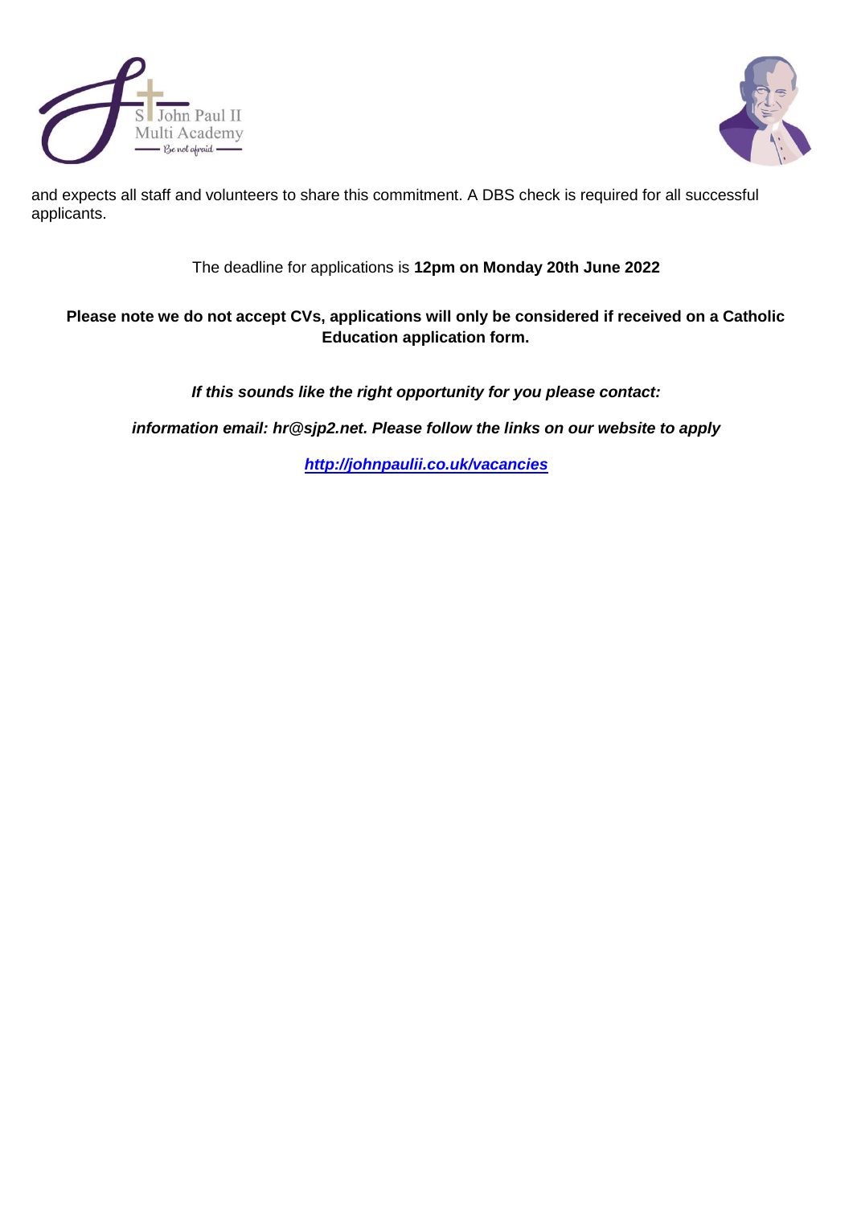and expects all staff and volunteers to share this commitment. A DBS check is required for all successful applicants.

The deadline for applications is **12pm on Monday 20th June 2022**

**Please note we do not accept CVs, applications will only be considered if received on a Catholic Education application form.**

***If this sounds like the right opportunity for you please contact:***

***information email: hr@sjp2.net. Please follow the links on our website to apply***

***http://johnpaulii.co.uk/vacancies***